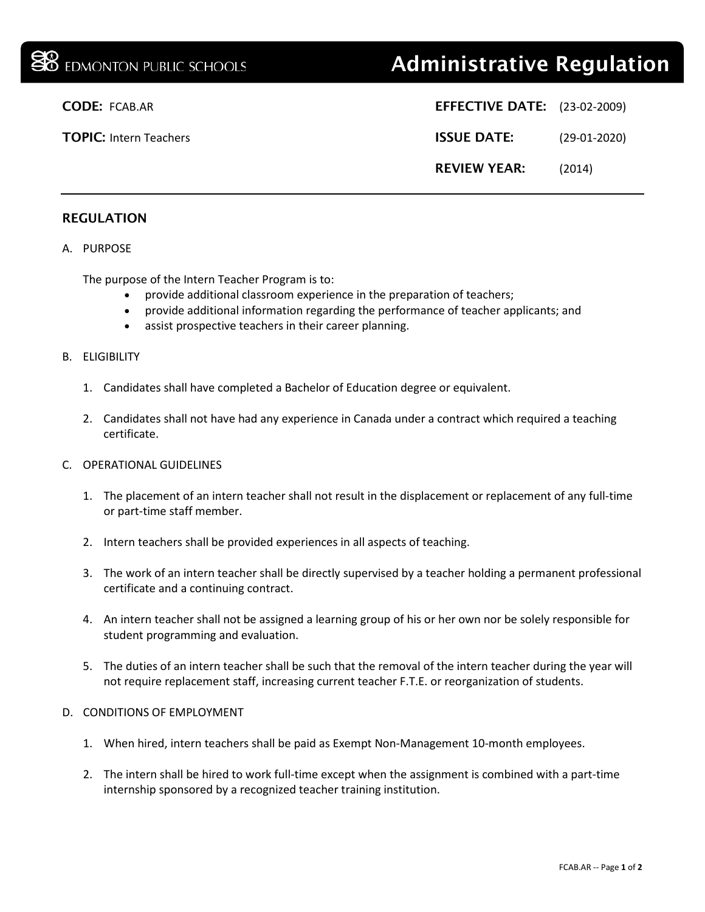EDMONTON PUBLIC SCHOOLS

# Administrative Regulation

**CODE:** FCAB.AR

**TOPIC:** Intern Teachers

**EFFECTIVE DATE:** (23-02-2009)

**ISSUE DATE:** (29-01-2020)

**REVIEW YEAR:** (2014)

---

## REGULATION

A. PURPOSE

The purpose of the Intern Teacher Program is to:

- provide additional classroom experience in the preparation of teachers;
- provide additional information regarding the performance of teacher applicants; and
- assist prospective teachers in their career planning.

B. ELIGIBILITY

1. Candidates shall have completed a Bachelor of Education degree or equivalent.
2. Candidates shall not have had any experience in Canada under a contract which required a teaching certificate.

C. OPERATIONAL GUIDELINES

1. The placement of an intern teacher shall not result in the displacement or replacement of any full-time or part-time staff member.
2. Intern teachers shall be provided experiences in all aspects of teaching.
3. The work of an intern teacher shall be directly supervised by a teacher holding a permanent professional certificate and a continuing contract.
4. An intern teacher shall not be assigned a learning group of his or her own nor be solely responsible for student programming and evaluation.
5. The duties of an intern teacher shall be such that the removal of the intern teacher during the year will not require replacement staff, increasing current teacher F.T.E. or reorganization of students.

D. CONDITIONS OF EMPLOYMENT

1. When hired, intern teachers shall be paid as Exempt Non-Management 10-month employees.
2. The intern shall be hired to work full-time except when the assignment is combined with a part-time internship sponsored by a recognized teacher training institution.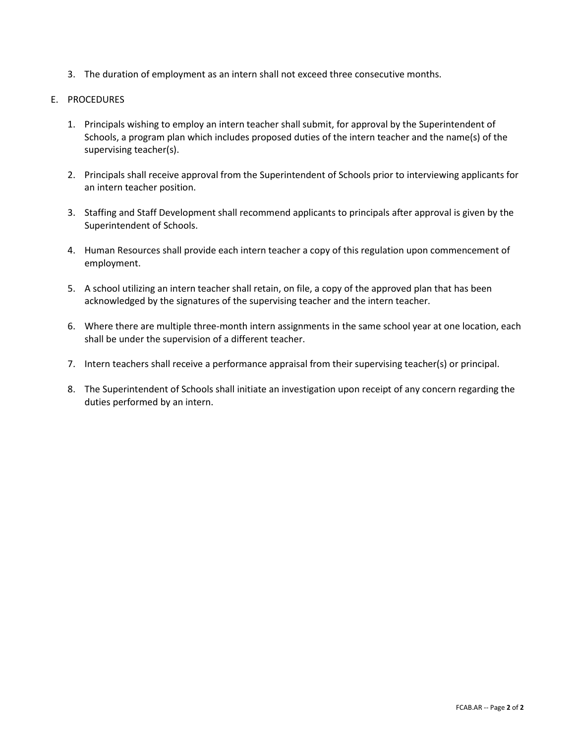3. The duration of employment as an intern shall not exceed three consecutive months.

E. PROCEDURES

1. Principals wishing to employ an intern teacher shall submit, for approval by the Superintendent of Schools, a program plan which includes proposed duties of the intern teacher and the name(s) of the supervising teacher(s).

2. Principals shall receive approval from the Superintendent of Schools prior to interviewing applicants for an intern teacher position.

3. Staffing and Staff Development shall recommend applicants to principals after approval is given by the Superintendent of Schools.

4. Human Resources shall provide each intern teacher a copy of this regulation upon commencement of employment.

5. A school utilizing an intern teacher shall retain, on file, a copy of the approved plan that has been acknowledged by the signatures of the supervising teacher and the intern teacher.

6. Where there are multiple three-month intern assignments in the same school year at one location, each shall be under the supervision of a different teacher.

7. Intern teachers shall receive a performance appraisal from their supervising teacher(s) or principal.

8. The Superintendent of Schools shall initiate an investigation upon receipt of any concern regarding the duties performed by an intern.